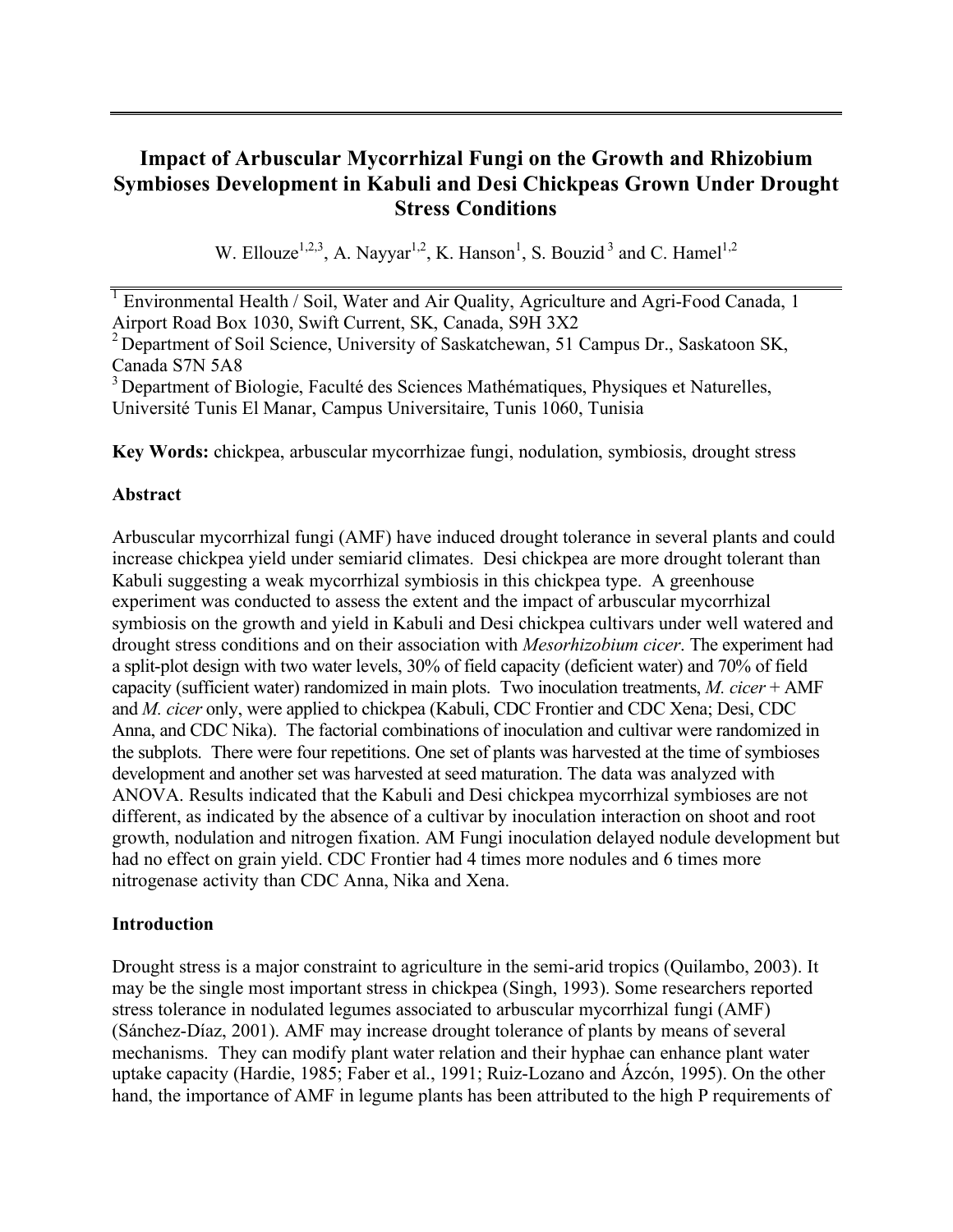# Impact of Arbuscular Mycorrhizal Fungi on the Growth and Rhizobium Symbioses Development in Kabuli and Desi Chickpeas Grown Under Drought Stress Conditions

W. Ellouze[1,2,3], A. Nayyar[1,2], K. Hanson[1], S. Bouzid[3] and C. Hamel[1,2]

[1] Environmental Health / Soil, Water and Air Quality, Agriculture and Agri-Food Canada, 1 Airport Road Box 1030, Swift Current, SK, Canada, S9H 3X2

[2] Department of Soil Science, University of Saskatchewan, 51 Campus Dr., Saskatoon SK, Canada S7N 5A8

[3] Department of Biologie, Faculté des Sciences Mathématiques, Physiques et Naturelles, Université Tunis El Manar, Campus Universitaire, Tunis 1060, Tunisia

**Key Words:** chickpea, arbuscular mycorrhizae fungi, nodulation, symbiosis, drought stress

## Abstract

Arbuscular mycorrhizal fungi (AMF) have induced drought tolerance in several plants and could increase chickpea yield under semiarid climates. Desi chickpea are more drought tolerant than Kabuli suggesting a weak mycorrhizal symbiosis in this chickpea type. A greenhouse experiment was conducted to assess the extent and the impact of arbuscular mycorrhizal symbiosis on the growth and yield in Kabuli and Desi chickpea cultivars under well watered and drought stress conditions and on their association with *Mesorhizobium cicer*. The experiment had a split-plot design with two water levels, 30% of field capacity (deficient water) and 70% of field capacity (sufficient water) randomized in main plots. Two inoculation treatments, *M. cicer* + AMF and *M. cicer* only, were applied to chickpea (Kabuli, CDC Frontier and CDC Xena; Desi, CDC Anna, and CDC Nika). The factorial combinations of inoculation and cultivar were randomized in the subplots. There were four repetitions. One set of plants was harvested at the time of symbioses development and another set was harvested at seed maturation. The data was analyzed with ANOVA. Results indicated that the Kabuli and Desi chickpea mycorrhizal symbioses are not different, as indicated by the absence of a cultivar by inoculation interaction on shoot and root growth, nodulation and nitrogen fixation. AM Fungi inoculation delayed nodule development but had no effect on grain yield. CDC Frontier had 4 times more nodules and 6 times more nitrogenase activity than CDC Anna, Nika and Xena.

## Introduction

Drought stress is a major constraint to agriculture in the semi-arid tropics (Quilambo, 2003). It may be the single most important stress in chickpea (Singh, 1993). Some researchers reported stress tolerance in nodulated legumes associated to arbuscular mycorrhizal fungi (AMF) (Sánchez-Díaz, 2001). AMF may increase drought tolerance of plants by means of several mechanisms. They can modify plant water relation and their hyphae can enhance plant water uptake capacity (Hardie, 1985; Faber et al., 1991; Ruiz-Lozano and Ázcón, 1995). On the other hand, the importance of AMF in legume plants has been attributed to the high P requirements of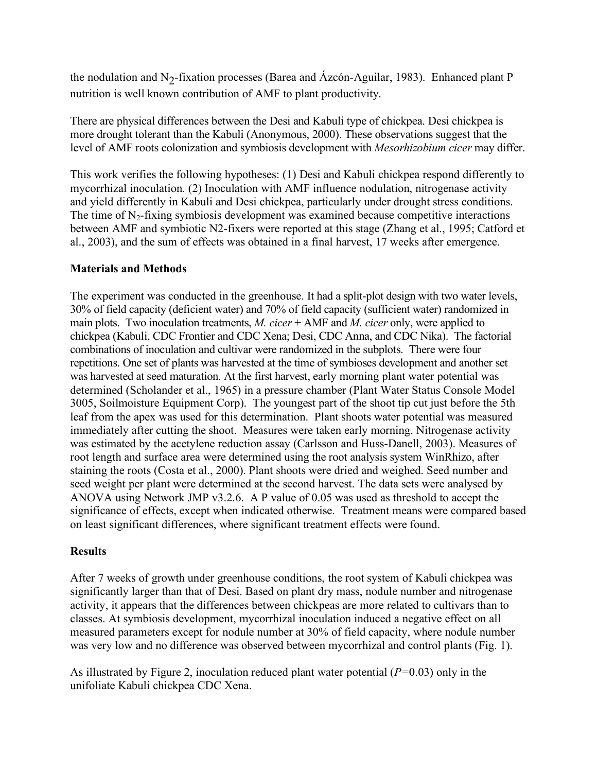the nodulation and $N_2$-fixation processes (Barea and Ázcón-Aguilar, 1983). Enhanced plant P nutrition is well known contribution of AMF to plant productivity.

There are physical differences between the Desi and Kabuli type of chickpea. Desi chickpea is more drought tolerant than the Kabuli (Anonymous, 2000). These observations suggest that the level of AMF roots colonization and symbiosis development with *Mesorhizobium cicer* may differ.

This work verifies the following hypotheses: (1) Desi and Kabuli chickpea respond differently to mycorrhizal inoculation. (2) Inoculation with AMF influence nodulation, nitrogenase activity and yield differently in Kabuli and Desi chickpea, particularly under drought stress conditions. The time of $N_2$-fixing symbiosis development was examined because competitive interactions between AMF and symbiotic N2-fixers were reported at this stage (Zhang et al., 1995; Catford et al., 2003), and the sum of effects was obtained in a final harvest, 17 weeks after emergence.

## Materials and Methods

The experiment was conducted in the greenhouse. It had a split-plot design with two water levels, 30% of field capacity (deficient water) and 70% of field capacity (sufficient water) randomized in main plots. Two inoculation treatments, *M. cicer* + AMF and *M. cicer* only, were applied to chickpea (Kabuli, CDC Frontier and CDC Xena; Desi, CDC Anna, and CDC Nika). The factorial combinations of inoculation and cultivar were randomized in the subplots. There were four repetitions. One set of plants was harvested at the time of symbioses development and another set was harvested at seed maturation. At the first harvest, early morning plant water potential was determined (Scholander et al., 1965) in a pressure chamber (Plant Water Status Console Model 3005, Soilmoisture Equipment Corp). The youngest part of the shoot tip cut just before the 5th leaf from the apex was used for this determination. Plant shoots water potential was measured immediately after cutting the shoot. Measures were taken early morning. Nitrogenase activity was estimated by the acetylene reduction assay (Carlsson and Huss-Danell, 2003). Measures of root length and surface area were determined using the root analysis system WinRhizo, after staining the roots (Costa et al., 2000). Plant shoots were dried and weighed. Seed number and seed weight per plant were determined at the second harvest. The data sets were analysed by ANOVA using Network JMP v3.2.6. A P value of 0.05 was used as threshold to accept the significance of effects, except when indicated otherwise. Treatment means were compared based on least significant differences, where significant treatment effects were found.

## Results

After 7 weeks of growth under greenhouse conditions, the root system of Kabuli chickpea was significantly larger than that of Desi. Based on plant dry mass, nodule number and nitrogenase activity, it appears that the differences between chickpeas are more related to cultivars than to classes. At symbiosis development, mycorrhizal inoculation induced a negative effect on all measured parameters except for nodule number at 30% of field capacity, where nodule number was very low and no difference was observed between mycorrhizal and control plants (Fig. 1).

As illustrated by Figure 2, inoculation reduced plant water potential ($P$=0.03) only in the unifoliate Kabuli chickpea CDC Xena.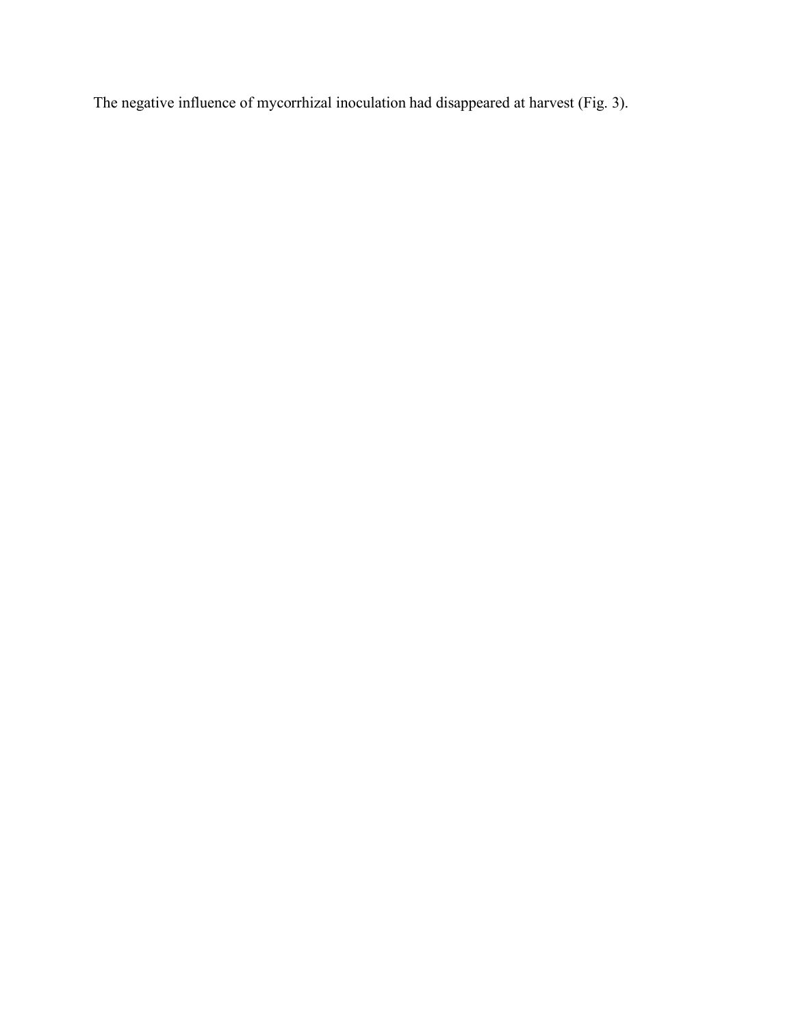The negative influence of mycorrhizal inoculation had disappeared at harvest (Fig. 3).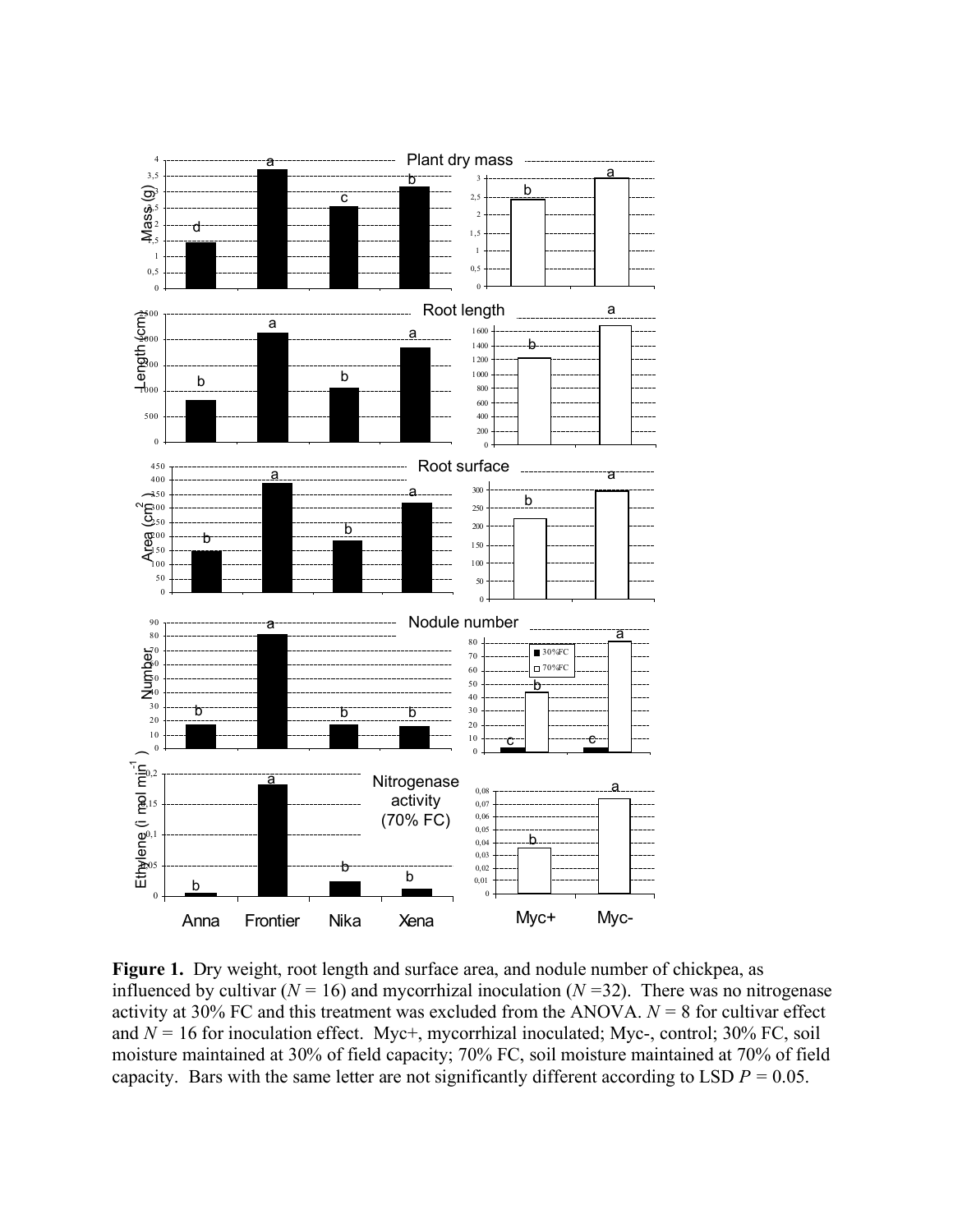**Figure 1.** Dry weight, root length and surface area, and nodule number of chickpea, as influenced by cultivar ($N$ = 16) and mycorrhizal inoculation ($N$ =32). There was no nitrogenase activity at 30% FC and this treatment was excluded from the ANOVA. $N$ = 8 for cultivar effect and $N$ = 16 for inoculation effect. Myc+, mycorrhizal inoculated; Myc-, control; 30% FC, soil moisture maintained at 30% of field capacity; 70% FC, soil moisture maintained at 70% of field capacity. Bars with the same letter are not significantly different according to LSD $P$ = 0.05.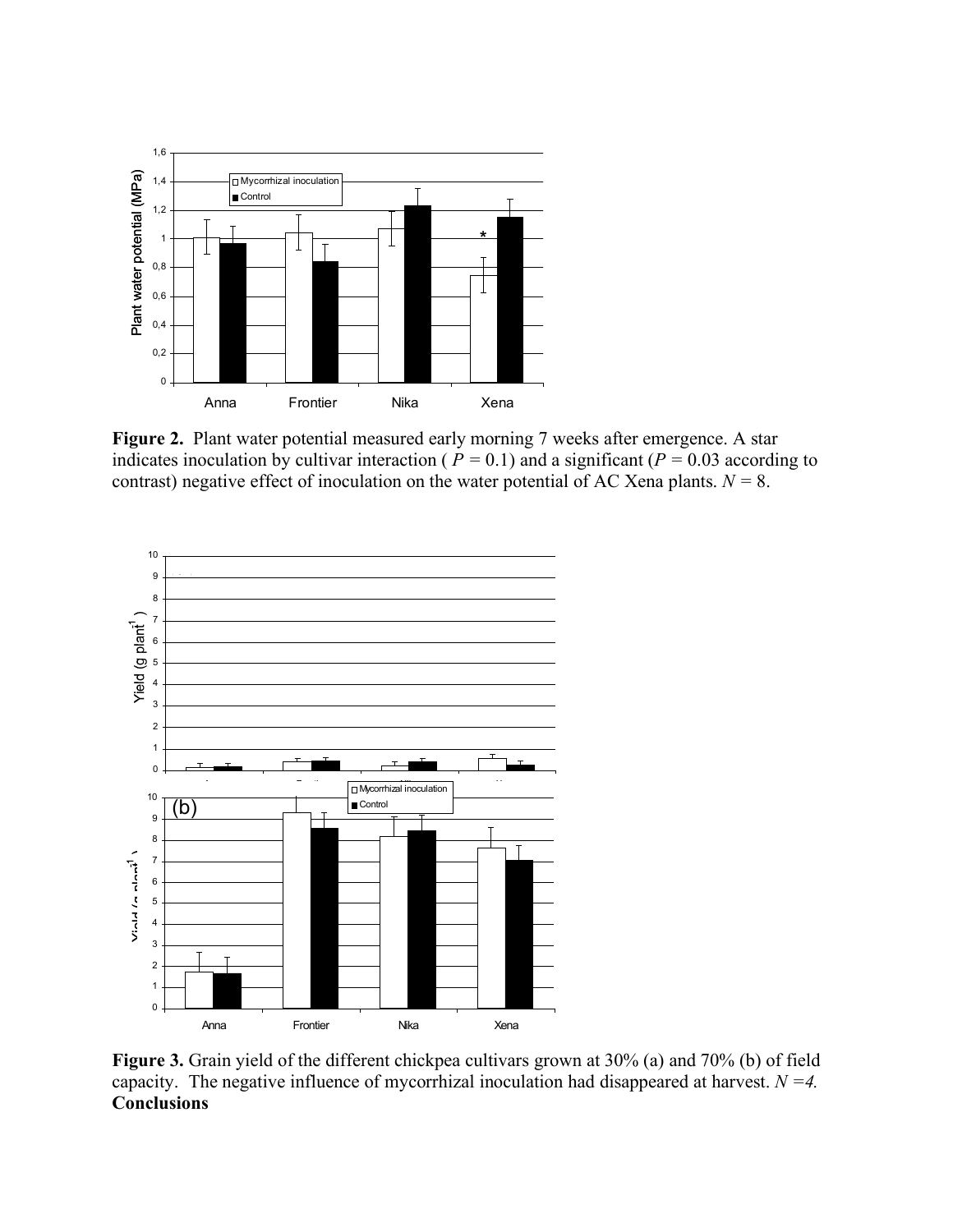**Figure 2.** Plant water potential measured early morning 7 weeks after emergence. A star indicates inoculation by cultivar interaction ( $P = 0.1$) and a significant ($P = 0.03$ according to contrast) negative effect of inoculation on the water potential of AC Xena plants. $N = 8$.

**Figure 3.** Grain yield of the different chickpea cultivars grown at 30% (a) and 70% (b) of field capacity. The negative influence of mycorrhizal inoculation had disappeared at harvest. $N = 4$.

**Conclusions**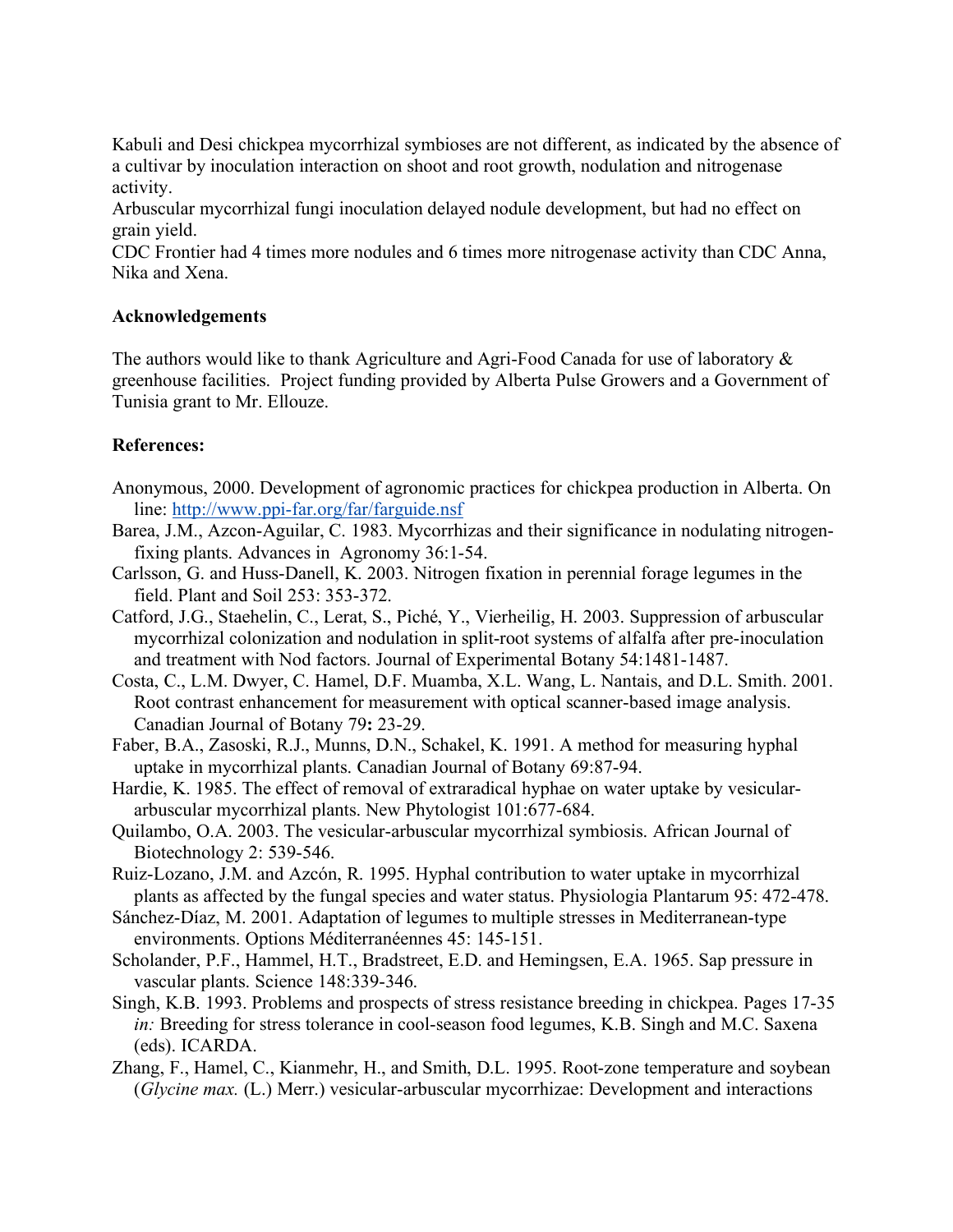Kabuli and Desi chickpea mycorrhizal symbioses are not different, as indicated by the absence of a cultivar by inoculation interaction on shoot and root growth, nodulation and nitrogenase activity.

Arbuscular mycorrhizal fungi inoculation delayed nodule development, but had no effect on grain yield.

CDC Frontier had 4 times more nodules and 6 times more nitrogenase activity than CDC Anna, Nika and Xena.

## Acknowledgements

The authors would like to thank Agriculture and Agri-Food Canada for use of laboratory & greenhouse facilities. Project funding provided by Alberta Pulse Growers and a Government of Tunisia grant to Mr. Ellouze.

## References:

Anonymous, 2000. Development of agronomic practices for chickpea production in Alberta. On line: http://www.ppi-far.org/far/farguide.nsf

Barea, J.M., Azcon-Aguilar, C. 1983. Mycorrhizas and their significance in nodulating nitrogen-fixing plants. Advances in Agronomy 36:1-54.

Carlsson, G. and Huss-Danell, K. 2003. Nitrogen fixation in perennial forage legumes in the field. Plant and Soil 253: 353-372.

Catford, J.G., Staehelin, C., Lerat, S., Piché, Y., Vierheilig, H. 2003. Suppression of arbuscular mycorrhizal colonization and nodulation in split-root systems of alfalfa after pre-inoculation and treatment with Nod factors. Journal of Experimental Botany 54:1481-1487.

Costa, C., L.M. Dwyer, C. Hamel, D.F. Muamba, X.L. Wang, L. Nantais, and D.L. Smith. 2001. Root contrast enhancement for measurement with optical scanner-based image analysis. Canadian Journal of Botany 79**:** 23-29.

Faber, B.A., Zasoski, R.J., Munns, D.N., Schakel, K. 1991. A method for measuring hyphal uptake in mycorrhizal plants. Canadian Journal of Botany 69:87-94.

Hardie, K. 1985. The effect of removal of extraradical hyphae on water uptake by vesicular-arbuscular mycorrhizal plants. New Phytologist 101:677-684.

Quilambo, O.A. 2003. The vesicular-arbuscular mycorrhizal symbiosis. African Journal of Biotechnology 2: 539-546.

Ruiz-Lozano, J.M. and Azcón, R. 1995. Hyphal contribution to water uptake in mycorrhizal plants as affected by the fungal species and water status. Physiologia Plantarum 95: 472-478.

Sánchez-Díaz, M. 2001. Adaptation of legumes to multiple stresses in Mediterranean-type environments. Options Méditerranéennes 45: 145-151.

Scholander, P.F., Hammel, H.T., Bradstreet, E.D. and Hemingsen, E.A. 1965. Sap pressure in vascular plants. Science 148:339-346.

Singh, K.B. 1993. Problems and prospects of stress resistance breeding in chickpea. Pages 17-35 *in:* Breeding for stress tolerance in cool-season food legumes, K.B. Singh and M.C. Saxena (eds). ICARDA.

Zhang, F., Hamel, C., Kianmehr, H., and Smith, D.L. 1995. Root-zone temperature and soybean (*Glycine max.* (L.) Merr.) vesicular-arbuscular mycorrhizae: Development and interactions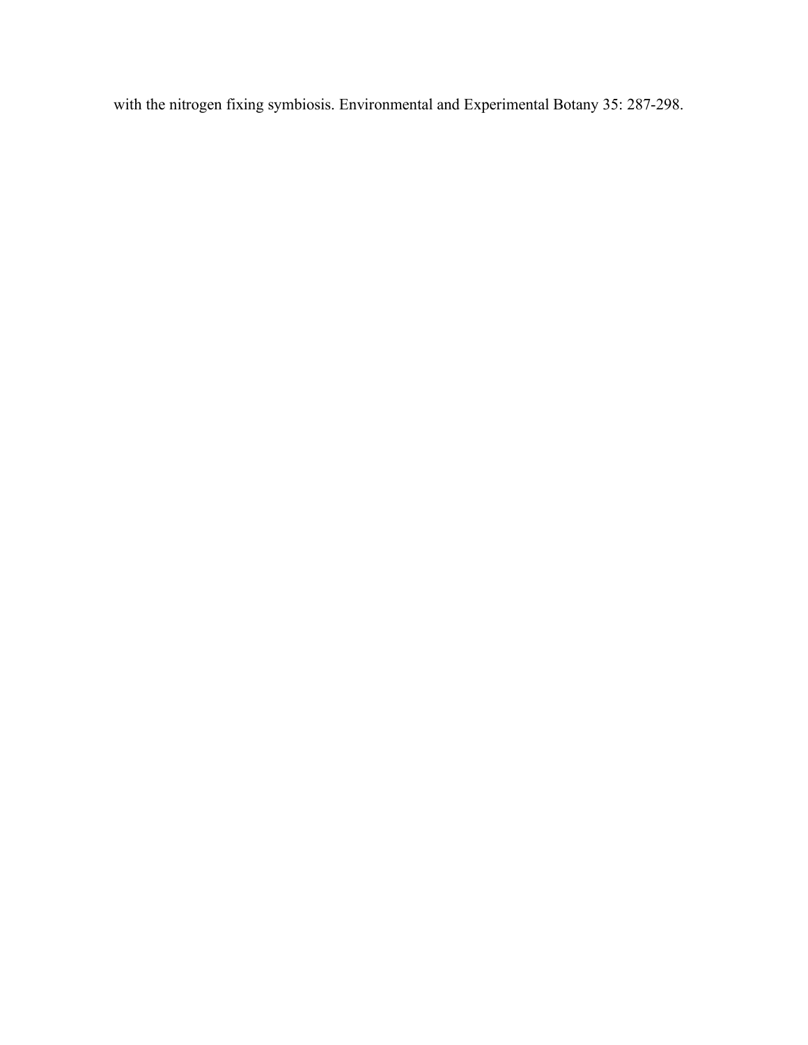with the nitrogen fixing symbiosis. Environmental and Experimental Botany 35: 287-298.